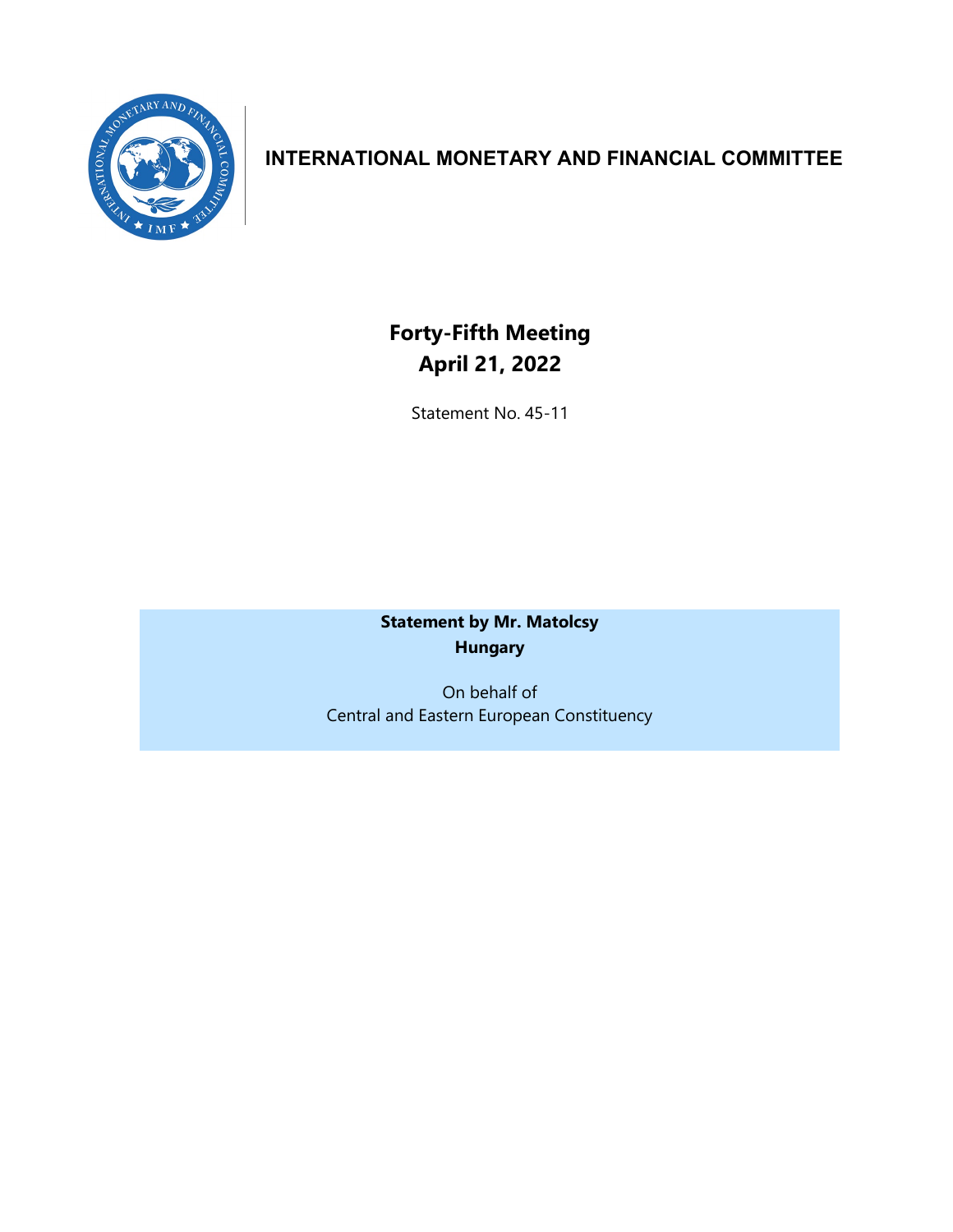# INTERNATIONAL MONETARY AND FINANCIAL COMMITTEE

## Forty-Fifth Meeting
## April 21, 2022

Statement No. 45-11

**Statement by Mr. Matolcsy**
**Hungary**

On behalf of
Central and Eastern European Constituency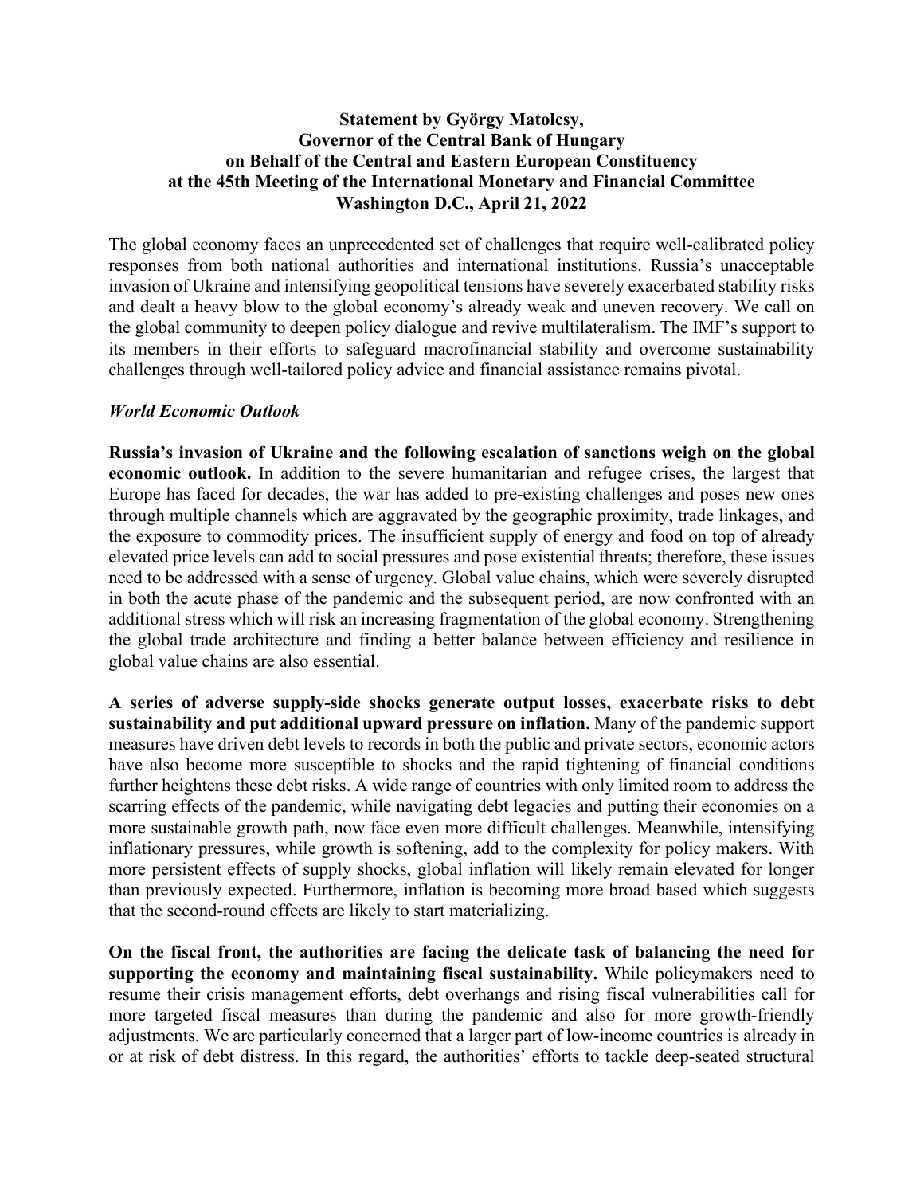**Statement by György Matolcsy,**
**Governor of the Central Bank of Hungary**
**on Behalf of the Central and Eastern European Constituency**
**at the 45th Meeting of the International Monetary and Financial Committee**
**Washington D.C., April 21, 2022**

The global economy faces an unprecedented set of challenges that require well-calibrated policy responses from both national authorities and international institutions. Russia's unacceptable invasion of Ukraine and intensifying geopolitical tensions have severely exacerbated stability risks and dealt a heavy blow to the global economy's already weak and uneven recovery. We call on the global community to deepen policy dialogue and revive multilateralism. The IMF's support to its members in their efforts to safeguard macrofinancial stability and overcome sustainability challenges through well-tailored policy advice and financial assistance remains pivotal.

***World Economic Outlook***

**Russia's invasion of Ukraine and the following escalation of sanctions weigh on the global economic outlook.** In addition to the severe humanitarian and refugee crises, the largest that Europe has faced for decades, the war has added to pre-existing challenges and poses new ones through multiple channels which are aggravated by the geographic proximity, trade linkages, and the exposure to commodity prices. The insufficient supply of energy and food on top of already elevated price levels can add to social pressures and pose existential threats; therefore, these issues need to be addressed with a sense of urgency. Global value chains, which were severely disrupted in both the acute phase of the pandemic and the subsequent period, are now confronted with an additional stress which will risk an increasing fragmentation of the global economy. Strengthening the global trade architecture and finding a better balance between efficiency and resilience in global value chains are also essential.

**A series of adverse supply-side shocks generate output losses, exacerbate risks to debt sustainability and put additional upward pressure on inflation.** Many of the pandemic support measures have driven debt levels to records in both the public and private sectors, economic actors have also become more susceptible to shocks and the rapid tightening of financial conditions further heightens these debt risks. A wide range of countries with only limited room to address the scarring effects of the pandemic, while navigating debt legacies and putting their economies on a more sustainable growth path, now face even more difficult challenges. Meanwhile, intensifying inflationary pressures, while growth is softening, add to the complexity for policy makers. With more persistent effects of supply shocks, global inflation will likely remain elevated for longer than previously expected. Furthermore, inflation is becoming more broad based which suggests that the second-round effects are likely to start materializing.

**On the fiscal front, the authorities are facing the delicate task of balancing the need for supporting the economy and maintaining fiscal sustainability.** While policymakers need to resume their crisis management efforts, debt overhangs and rising fiscal vulnerabilities call for more targeted fiscal measures than during the pandemic and also for more growth-friendly adjustments. We are particularly concerned that a larger part of low-income countries is already in or at risk of debt distress. In this regard, the authorities' efforts to tackle deep-seated structural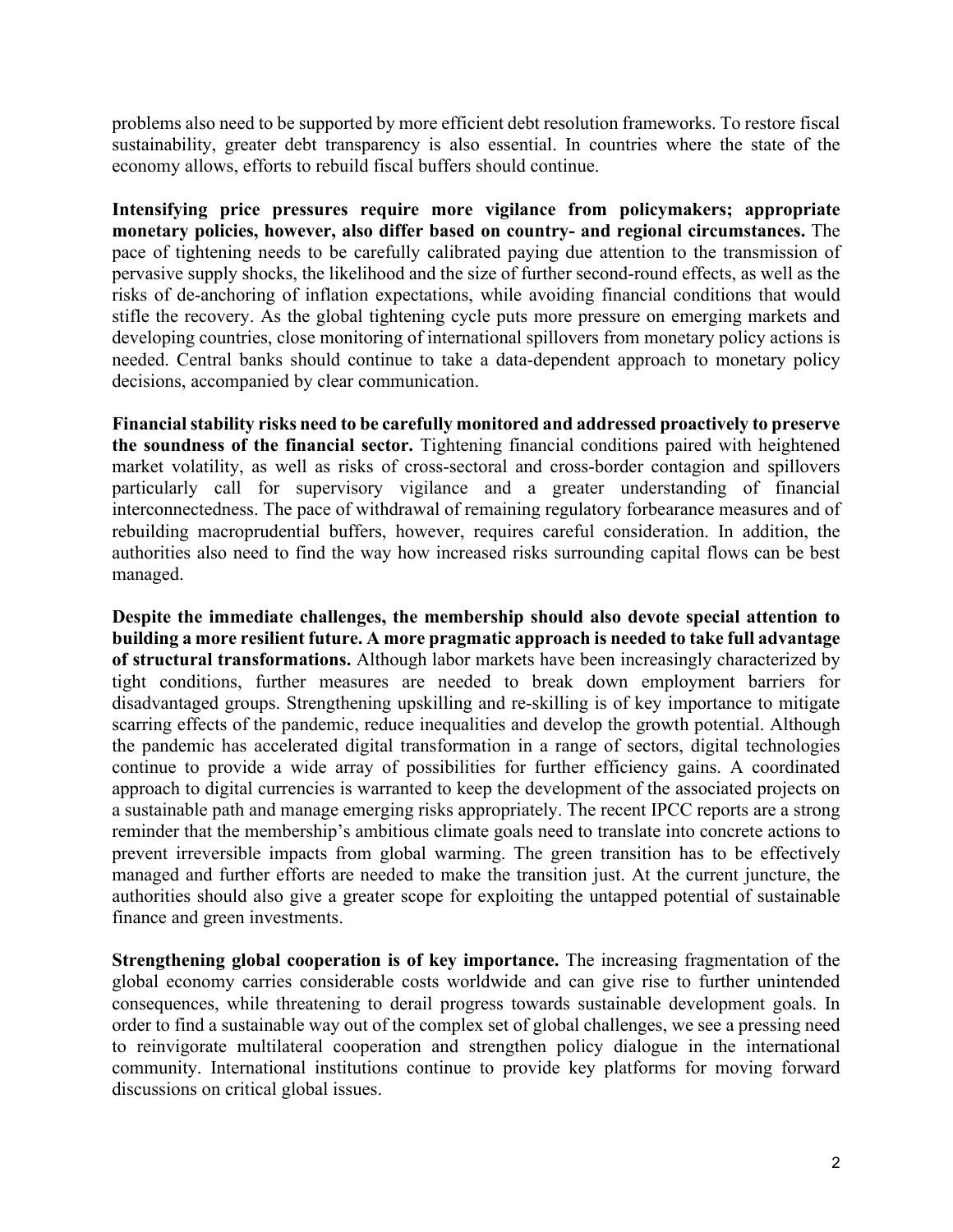problems also need to be supported by more efficient debt resolution frameworks. To restore fiscal sustainability, greater debt transparency is also essential. In countries where the state of the economy allows, efforts to rebuild fiscal buffers should continue.

**Intensifying price pressures require more vigilance from policymakers; appropriate monetary policies, however, also differ based on country- and regional circumstances.** The pace of tightening needs to be carefully calibrated paying due attention to the transmission of pervasive supply shocks, the likelihood and the size of further second-round effects, as well as the risks of de-anchoring of inflation expectations, while avoiding financial conditions that would stifle the recovery. As the global tightening cycle puts more pressure on emerging markets and developing countries, close monitoring of international spillovers from monetary policy actions is needed. Central banks should continue to take a data-dependent approach to monetary policy decisions, accompanied by clear communication.

**Financial stability risks need to be carefully monitored and addressed proactively to preserve the soundness of the financial sector.** Tightening financial conditions paired with heightened market volatility, as well as risks of cross-sectoral and cross-border contagion and spillovers particularly call for supervisory vigilance and a greater understanding of financial interconnectedness. The pace of withdrawal of remaining regulatory forbearance measures and of rebuilding macroprudential buffers, however, requires careful consideration. In addition, the authorities also need to find the way how increased risks surrounding capital flows can be best managed.

**Despite the immediate challenges, the membership should also devote special attention to building a more resilient future. A more pragmatic approach is needed to take full advantage of structural transformations.** Although labor markets have been increasingly characterized by tight conditions, further measures are needed to break down employment barriers for disadvantaged groups. Strengthening upskilling and re-skilling is of key importance to mitigate scarring effects of the pandemic, reduce inequalities and develop the growth potential. Although the pandemic has accelerated digital transformation in a range of sectors, digital technologies continue to provide a wide array of possibilities for further efficiency gains. A coordinated approach to digital currencies is warranted to keep the development of the associated projects on a sustainable path and manage emerging risks appropriately. The recent IPCC reports are a strong reminder that the membership's ambitious climate goals need to translate into concrete actions to prevent irreversible impacts from global warming. The green transition has to be effectively managed and further efforts are needed to make the transition just. At the current juncture, the authorities should also give a greater scope for exploiting the untapped potential of sustainable finance and green investments.

**Strengthening global cooperation is of key importance.** The increasing fragmentation of the global economy carries considerable costs worldwide and can give rise to further unintended consequences, while threatening to derail progress towards sustainable development goals. In order to find a sustainable way out of the complex set of global challenges, we see a pressing need to reinvigorate multilateral cooperation and strengthen policy dialogue in the international community. International institutions continue to provide key platforms for moving forward discussions on critical global issues.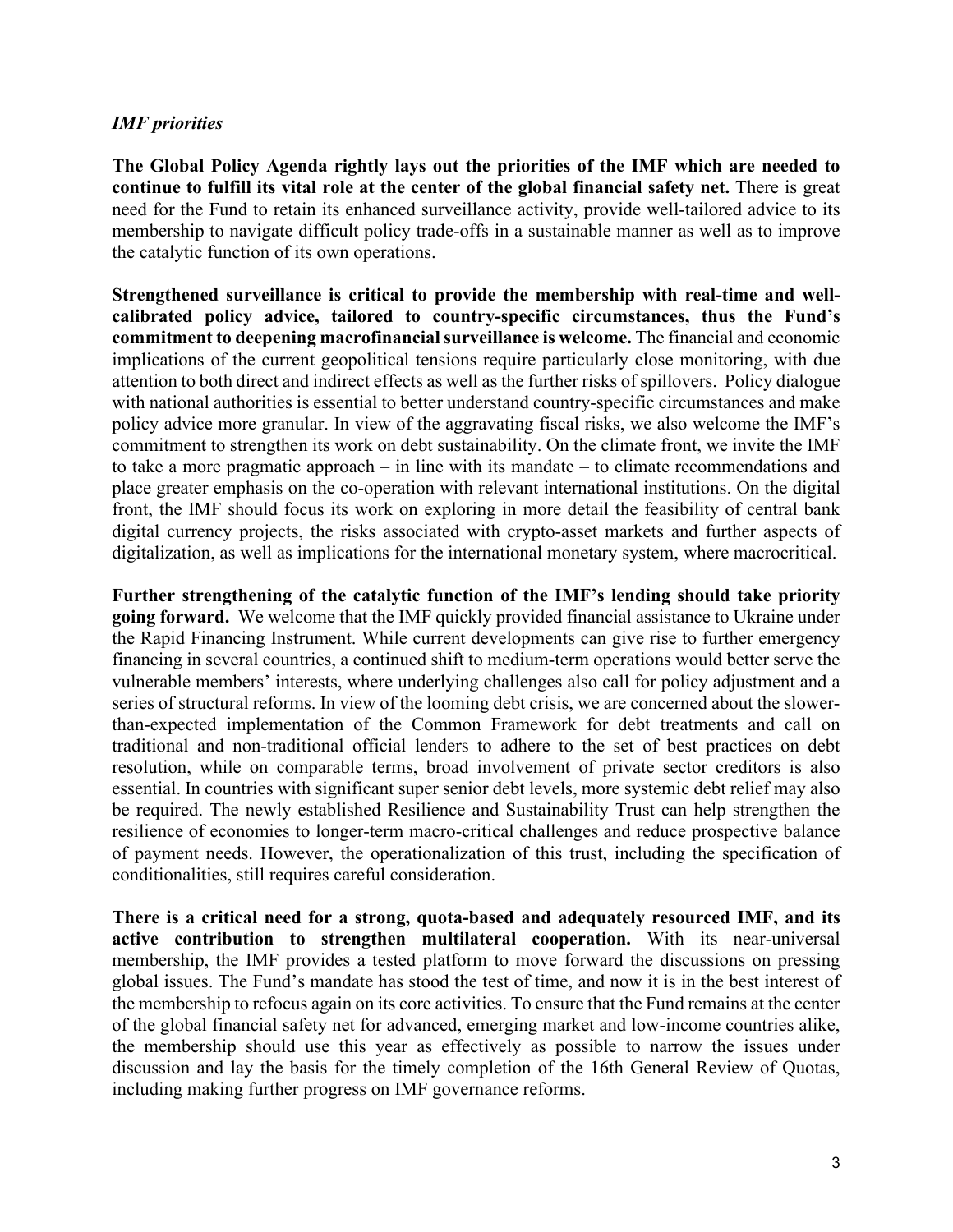*IMF priorities*

**The Global Policy Agenda rightly lays out the priorities of the IMF which are needed to continue to fulfill its vital role at the center of the global financial safety net.** There is great need for the Fund to retain its enhanced surveillance activity, provide well-tailored advice to its membership to navigate difficult policy trade-offs in a sustainable manner as well as to improve the catalytic function of its own operations.

**Strengthened surveillance is critical to provide the membership with real-time and well-calibrated policy advice, tailored to country-specific circumstances, thus the Fund's commitment to deepening macrofinancial surveillance is welcome.** The financial and economic implications of the current geopolitical tensions require particularly close monitoring, with due attention to both direct and indirect effects as well as the further risks of spillovers. Policy dialogue with national authorities is essential to better understand country-specific circumstances and make policy advice more granular. In view of the aggravating fiscal risks, we also welcome the IMF's commitment to strengthen its work on debt sustainability. On the climate front, we invite the IMF to take a more pragmatic approach – in line with its mandate – to climate recommendations and place greater emphasis on the co-operation with relevant international institutions. On the digital front, the IMF should focus its work on exploring in more detail the feasibility of central bank digital currency projects, the risks associated with crypto-asset markets and further aspects of digitalization, as well as implications for the international monetary system, where macrocritical.

**Further strengthening of the catalytic function of the IMF's lending should take priority going forward.** We welcome that the IMF quickly provided financial assistance to Ukraine under the Rapid Financing Instrument. While current developments can give rise to further emergency financing in several countries, a continued shift to medium-term operations would better serve the vulnerable members' interests, where underlying challenges also call for policy adjustment and a series of structural reforms. In view of the looming debt crisis, we are concerned about the slower-than-expected implementation of the Common Framework for debt treatments and call on traditional and non-traditional official lenders to adhere to the set of best practices on debt resolution, while on comparable terms, broad involvement of private sector creditors is also essential. In countries with significant super senior debt levels, more systemic debt relief may also be required. The newly established Resilience and Sustainability Trust can help strengthen the resilience of economies to longer-term macro-critical challenges and reduce prospective balance of payment needs. However, the operationalization of this trust, including the specification of conditionalities, still requires careful consideration.

**There is a critical need for a strong, quota-based and adequately resourced IMF, and its active contribution to strengthen multilateral cooperation.** With its near-universal membership, the IMF provides a tested platform to move forward the discussions on pressing global issues. The Fund's mandate has stood the test of time, and now it is in the best interest of the membership to refocus again on its core activities. To ensure that the Fund remains at the center of the global financial safety net for advanced, emerging market and low-income countries alike, the membership should use this year as effectively as possible to narrow the issues under discussion and lay the basis for the timely completion of the 16th General Review of Quotas, including making further progress on IMF governance reforms.